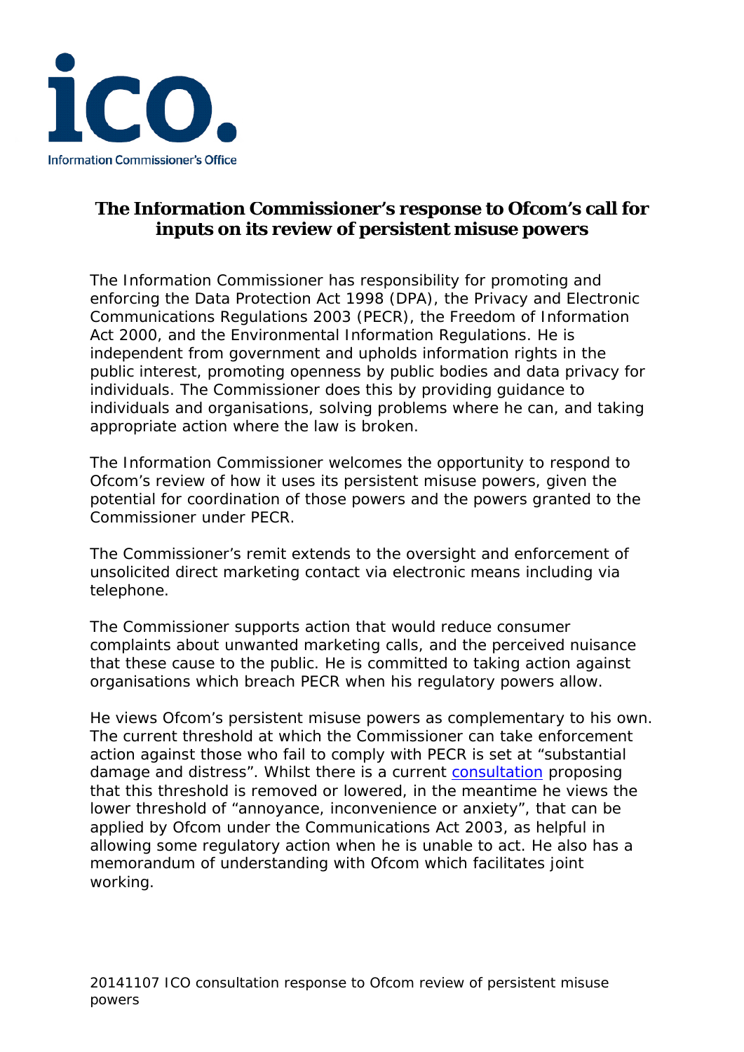# The Information Commissioner's response to Ofcom's call for inputs on its review of persistent misuse powers

The Information Commissioner has responsibility for promoting and enforcing the Data Protection Act 1998 (DPA), the Privacy and Electronic Communications Regulations 2003 (PECR), the Freedom of Information Act 2000, and the Environmental Information Regulations. He is independent from government and upholds information rights in the public interest, promoting openness by public bodies and data privacy for individuals. The Commissioner does this by providing guidance to individuals and organisations, solving problems where he can, and taking appropriate action where the law is broken.

The Information Commissioner welcomes the opportunity to respond to Ofcom's review of how it uses its persistent misuse powers, given the potential for coordination of those powers and the powers granted to the Commissioner under PECR.

The Commissioner's remit extends to the oversight and enforcement of unsolicited direct marketing contact via electronic means including via telephone.

The Commissioner supports action that would reduce consumer complaints about unwanted marketing calls, and the perceived nuisance that these cause to the public. He is committed to taking action against organisations which breach PECR when his regulatory powers allow.

He views Ofcom's persistent misuse powers as complementary to his own. The current threshold at which the Commissioner can take enforcement action against those who fail to comply with PECR is set at "substantial damage and distress". Whilst there is a current consultation proposing that this threshold is removed or lowered, in the meantime he views the lower threshold of "annoyance, inconvenience or anxiety", that can be applied by Ofcom under the Communications Act 2003, as helpful in allowing some regulatory action when he is unable to act. He also has a memorandum of understanding with Ofcom which facilitates joint working.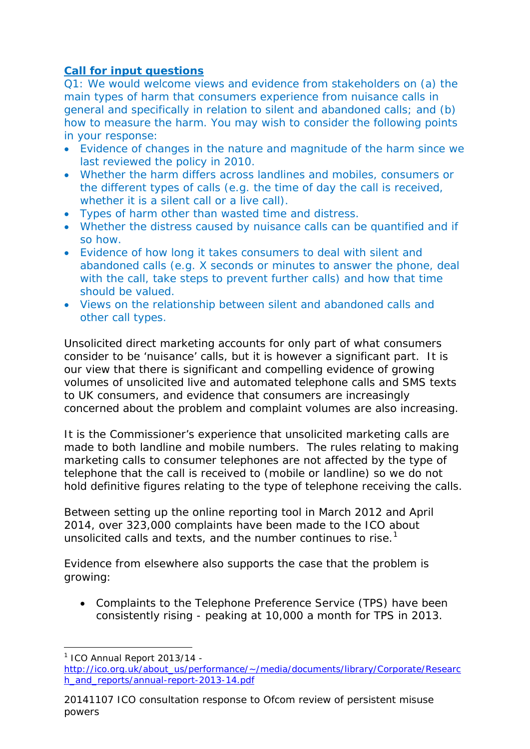**Call for input questions**

Q1: We would welcome views and evidence from stakeholders on (a) the main types of harm that consumers experience from nuisance calls in general and specifically in relation to silent and abandoned calls; and (b) how to measure the harm. You may wish to consider the following points in your response:

- Evidence of changes in the nature and magnitude of the harm since we last reviewed the policy in 2010.
- Whether the harm differs across landlines and mobiles, consumers or the different types of calls (e.g. the time of day the call is received, whether it is a silent call or a live call).
- Types of harm other than wasted time and distress.
- Whether the distress caused by nuisance calls can be quantified and if so how.
- Evidence of how long it takes consumers to deal with silent and abandoned calls (e.g. X seconds or minutes to answer the phone, deal with the call, take steps to prevent further calls) and how that time should be valued.
- Views on the relationship between silent and abandoned calls and other call types.

Unsolicited direct marketing accounts for only part of what consumers consider to be 'nuisance' calls, but it is however a significant part. It is our view that there is significant and compelling evidence of growing volumes of unsolicited live and automated telephone calls and SMS texts to UK consumers, and evidence that consumers are increasingly concerned about the problem and complaint volumes are also increasing.

It is the Commissioner's experience that unsolicited marketing calls are made to both landline and mobile numbers. The rules relating to making marketing calls to consumer telephones are not affected by the type of telephone that the call is received to (mobile or landline) so we do not hold definitive figures relating to the type of telephone receiving the calls.

Between setting up the online reporting tool in March 2012 and April 2014, over 323,000 complaints have been made to the ICO about unsolicited calls and texts, and the number continues to rise.[1]

Evidence from elsewhere also supports the case that the problem is growing:

- Complaints to the Telephone Preference Service (TPS) have been consistently rising - peaking at 10,000 a month for TPS in 2013.

[1] ICO Annual Report 2013/14 - http://ico.org.uk/about_us/performance/~/media/documents/library/Corporate/Research_and_reports/annual-report-2013-14.pdf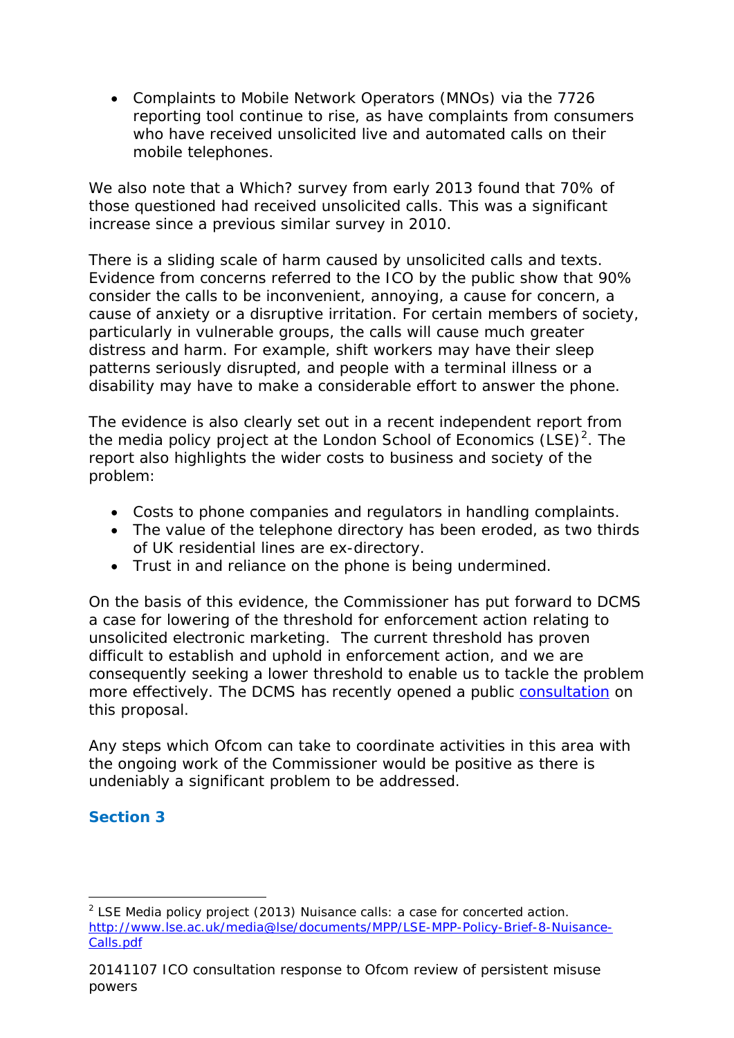- Complaints to Mobile Network Operators (MNOs) via the 7726 reporting tool continue to rise, as have complaints from consumers who have received unsolicited live and automated calls on their mobile telephones.

We also note that a Which? survey from early 2013 found that 70% of those questioned had received unsolicited calls. This was a significant increase since a previous similar survey in 2010.

There is a sliding scale of harm caused by unsolicited calls and texts. Evidence from concerns referred to the ICO by the public show that 90% consider the calls to be inconvenient, annoying, a cause for concern, a cause of anxiety or a disruptive irritation. For certain members of society, particularly in vulnerable groups, the calls will cause much greater distress and harm. For example, shift workers may have their sleep patterns seriously disrupted, and people with a terminal illness or a disability may have to make a considerable effort to answer the phone.

The evidence is also clearly set out in a recent independent report from the media policy project at the London School of Economics (LSE)[2]. The report also highlights the wider costs to business and society of the problem:

- Costs to phone companies and regulators in handling complaints.
- The value of the telephone directory has been eroded, as two thirds of UK residential lines are ex-directory.
- Trust in and reliance on the phone is being undermined.

On the basis of this evidence, the Commissioner has put forward to DCMS a case for lowering of the threshold for enforcement action relating to unsolicited electronic marketing. The current threshold has proven difficult to establish and uphold in enforcement action, and we are consequently seeking a lower threshold to enable us to tackle the problem more effectively. The DCMS has recently opened a public consultation on this proposal.

Any steps which Ofcom can take to coordinate activities in this area with the ongoing work of the Commissioner would be positive as there is undeniably a significant problem to be addressed.

## Section 3

[2] LSE Media policy project (2013) Nuisance calls: a case for concerted action. http://www.lse.ac.uk/media@lse/documents/MPP/LSE-MPP-Policy-Brief-8-Nuisance-Calls.pdf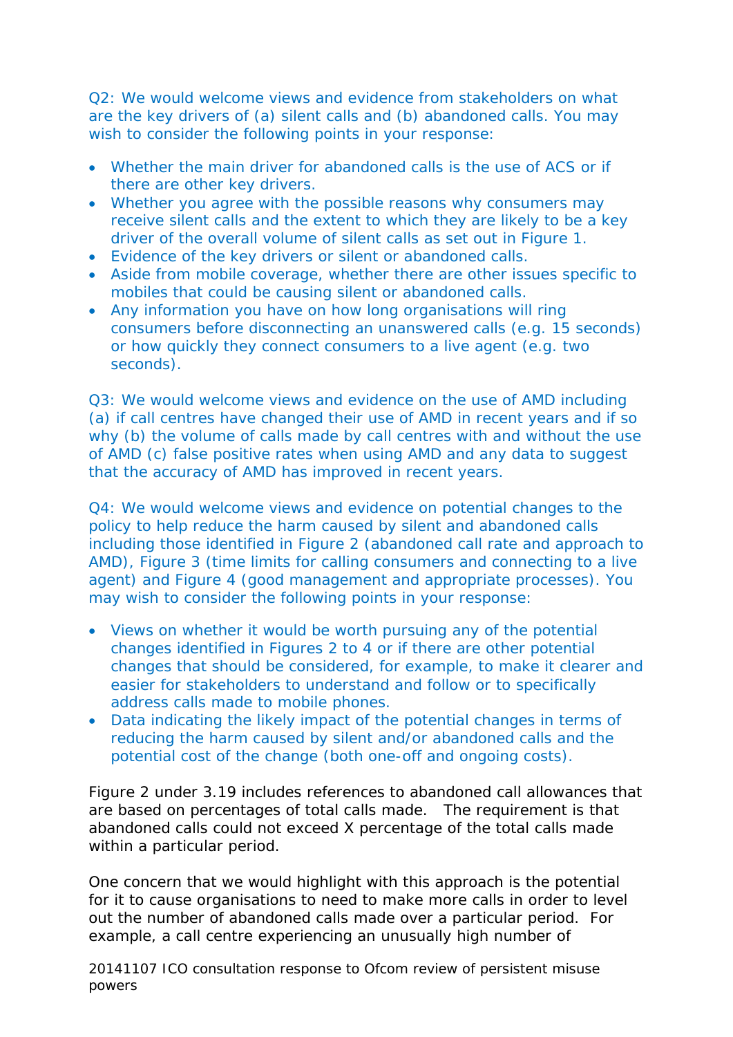Q2: We would welcome views and evidence from stakeholders on what are the key drivers of (a) silent calls and (b) abandoned calls. You may wish to consider the following points in your response:

- Whether the main driver for abandoned calls is the use of ACS or if there are other key drivers.
- Whether you agree with the possible reasons why consumers may receive silent calls and the extent to which they are likely to be a key driver of the overall volume of silent calls as set out in Figure 1.
- Evidence of the key drivers or silent or abandoned calls.
- Aside from mobile coverage, whether there are other issues specific to mobiles that could be causing silent or abandoned calls.
- Any information you have on how long organisations will ring consumers before disconnecting an unanswered calls (e.g. 15 seconds) or how quickly they connect consumers to a live agent (e.g. two seconds).

Q3: We would welcome views and evidence on the use of AMD including (a) if call centres have changed their use of AMD in recent years and if so why (b) the volume of calls made by call centres with and without the use of AMD (c) false positive rates when using AMD and any data to suggest that the accuracy of AMD has improved in recent years.

Q4: We would welcome views and evidence on potential changes to the policy to help reduce the harm caused by silent and abandoned calls including those identified in Figure 2 (abandoned call rate and approach to AMD), Figure 3 (time limits for calling consumers and connecting to a live agent) and Figure 4 (good management and appropriate processes). You may wish to consider the following points in your response:

- Views on whether it would be worth pursuing any of the potential changes identified in Figures 2 to 4 or if there are other potential changes that should be considered, for example, to make it clearer and easier for stakeholders to understand and follow or to specifically address calls made to mobile phones.
- Data indicating the likely impact of the potential changes in terms of reducing the harm caused by silent and/or abandoned calls and the potential cost of the change (both one-off and ongoing costs).

Figure 2 under 3.19 includes references to abandoned call allowances that are based on percentages of total calls made. The requirement is that abandoned calls could not exceed X percentage of the total calls made within a particular period.

One concern that we would highlight with this approach is the potential for it to cause organisations to need to make more calls in order to level out the number of abandoned calls made over a particular period. For example, a call centre experiencing an unusually high number of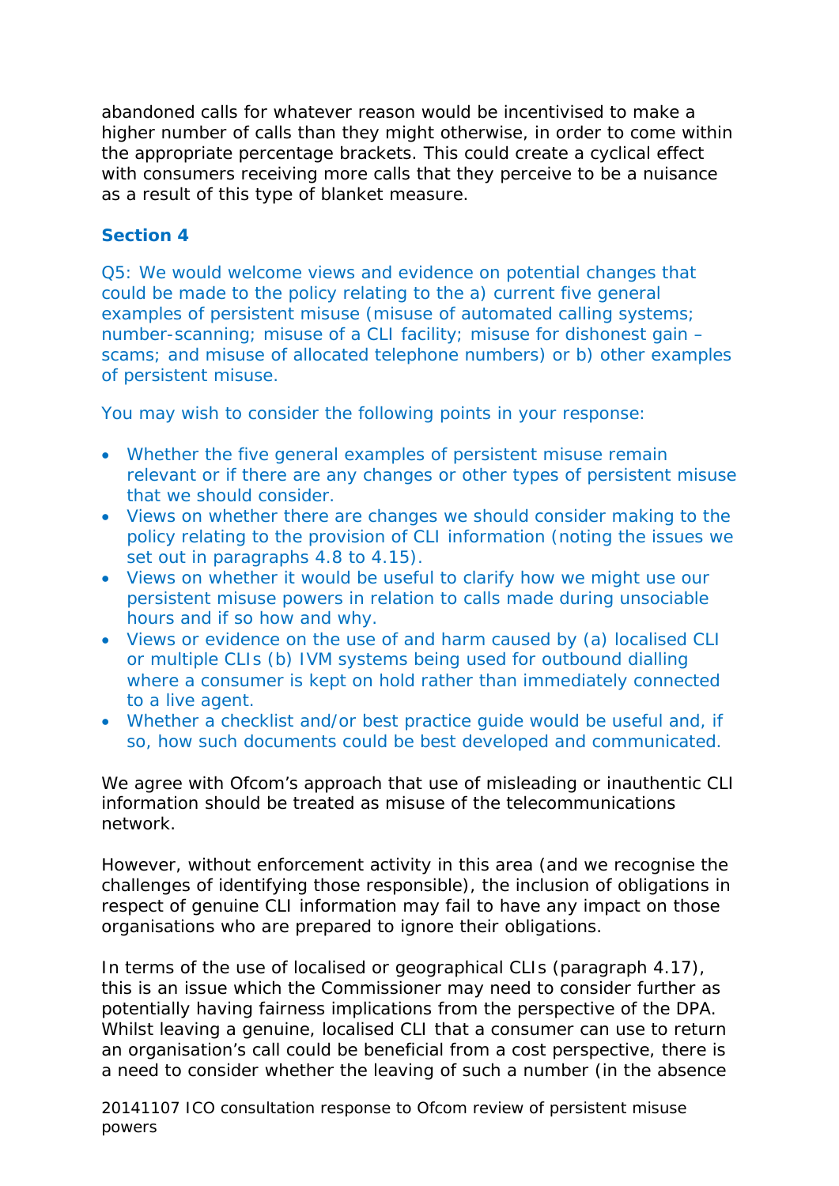abandoned calls for whatever reason would be incentivised to make a higher number of calls than they might otherwise, in order to come within the appropriate percentage brackets. This could create a cyclical effect with consumers receiving more calls that they perceive to be a nuisance as a result of this type of blanket measure.

### Section 4

Q5: We would welcome views and evidence on potential changes that could be made to the policy relating to the a) current five general examples of persistent misuse (misuse of automated calling systems; number-scanning; misuse of a CLI facility; misuse for dishonest gain – scams; and misuse of allocated telephone numbers) or b) other examples of persistent misuse.

You may wish to consider the following points in your response:

- Whether the five general examples of persistent misuse remain relevant or if there are any changes or other types of persistent misuse that we should consider.
- Views on whether there are changes we should consider making to the policy relating to the provision of CLI information (noting the issues we set out in paragraphs 4.8 to 4.15).
- Views on whether it would be useful to clarify how we might use our persistent misuse powers in relation to calls made during unsociable hours and if so how and why.
- Views or evidence on the use of and harm caused by (a) localised CLI or multiple CLIs (b) IVM systems being used for outbound dialling where a consumer is kept on hold rather than immediately connected to a live agent.
- Whether a checklist and/or best practice guide would be useful and, if so, how such documents could be best developed and communicated.

We agree with Ofcom's approach that use of misleading or inauthentic CLI information should be treated as misuse of the telecommunications network.

However, without enforcement activity in this area (and we recognise the challenges of identifying those responsible), the inclusion of obligations in respect of genuine CLI information may fail to have any impact on those organisations who are prepared to ignore their obligations.

In terms of the use of localised or geographical CLIs (paragraph 4.17), this is an issue which the Commissioner may need to consider further as potentially having fairness implications from the perspective of the DPA. Whilst leaving a genuine, localised CLI that a consumer can use to return an organisation's call could be beneficial from a cost perspective, there is a need to consider whether the leaving of such a number (in the absence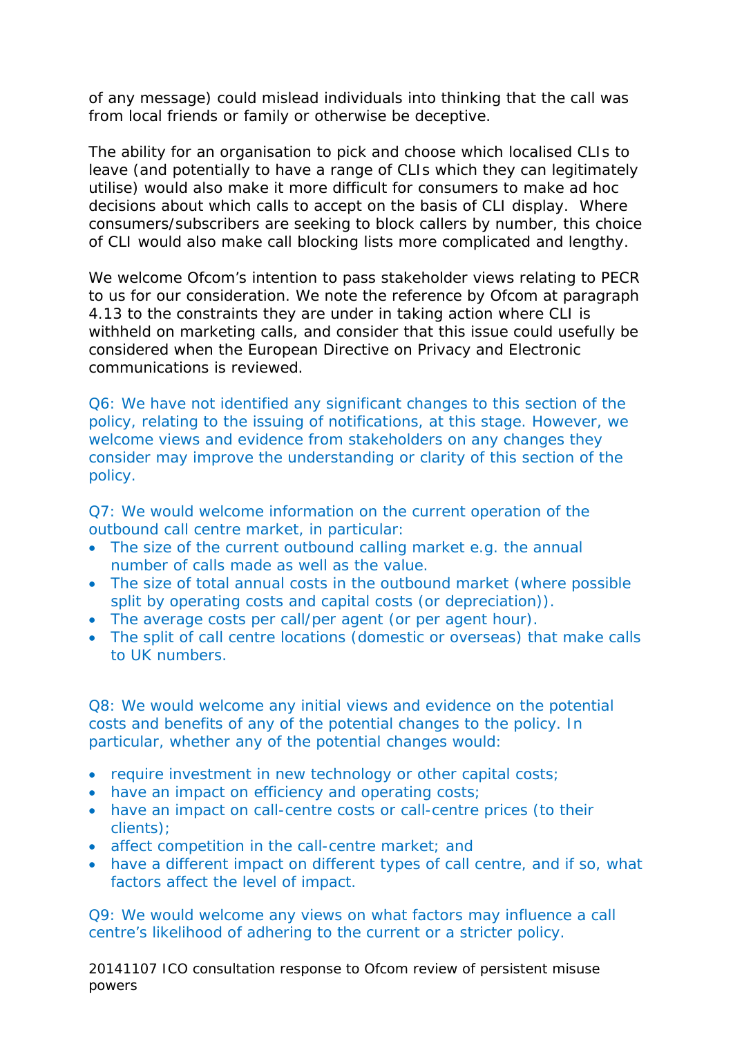of any message) could mislead individuals into thinking that the call was from local friends or family or otherwise be deceptive.

The ability for an organisation to pick and choose which localised CLIs to leave (and potentially to have a range of CLIs which they can legitimately utilise) would also make it more difficult for consumers to make ad hoc decisions about which calls to accept on the basis of CLI display. Where consumers/subscribers are seeking to block callers by number, this choice of CLI would also make call blocking lists more complicated and lengthy.

We welcome Ofcom's intention to pass stakeholder views relating to PECR to us for our consideration. We note the reference by Ofcom at paragraph 4.13 to the constraints they are under in taking action where CLI is withheld on marketing calls, and consider that this issue could usefully be considered when the European Directive on Privacy and Electronic communications is reviewed.

Q6: We have not identified any significant changes to this section of the policy, relating to the issuing of notifications, at this stage. However, we welcome views and evidence from stakeholders on any changes they consider may improve the understanding or clarity of this section of the policy.

Q7: We would welcome information on the current operation of the outbound call centre market, in particular:

- The size of the current outbound calling market e.g. the annual number of calls made as well as the value.
- The size of total annual costs in the outbound market (where possible split by operating costs and capital costs (or depreciation)).
- The average costs per call/per agent (or per agent hour).
- The split of call centre locations (domestic or overseas) that make calls to UK numbers.

Q8: We would welcome any initial views and evidence on the potential costs and benefits of any of the potential changes to the policy. In particular, whether any of the potential changes would:

- require investment in new technology or other capital costs;
- have an impact on efficiency and operating costs;
- have an impact on call-centre costs or call-centre prices (to their clients);
- affect competition in the call-centre market; and
- have a different impact on different types of call centre, and if so, what factors affect the level of impact.

Q9: We would welcome any views on what factors may influence a call centre's likelihood of adhering to the current or a stricter policy.